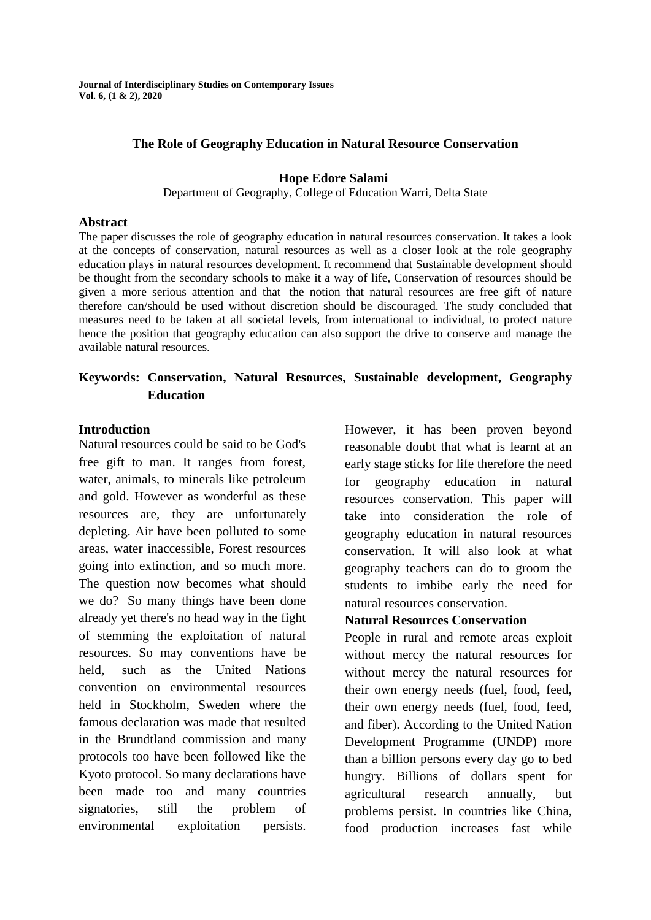# The Role of Geography Education in Natural Resource Conservation

**Hope Edore Salami**

Department of Geography, College of Education Warri, Delta State

## Abstract

The paper discusses the role of geography education in natural resources conservation. It takes a look at the concepts of conservation, natural resources as well as a closer look at the role geography education plays in natural resources development. It recommend that Sustainable development should be thought from the secondary schools to make it a way of life, Conservation of resources should be given a more serious attention and that the notion that natural resources are free gift of nature therefore can/should be used without discretion should be discouraged. The study concluded that measures need to be taken at all societal levels, from international to individual, to protect nature hence the position that geography education can also support the drive to conserve and manage the available natural resources.

**Keywords: Conservation, Natural Resources, Sustainable development, Geography Education**

## Introduction

Natural resources could be said to be God's free gift to man. It ranges from forest, water, animals, to minerals like petroleum and gold. However as wonderful as these resources are, they are unfortunately depleting. Air have been polluted to some areas, water inaccessible, Forest resources going into extinction, and so much more. The question now becomes what should we do? So many things have been done already yet there's no head way in the fight of stemming the exploitation of natural resources. So may conventions have be held, such as the United Nations convention on environmental resources held in Stockholm, Sweden where the famous declaration was made that resulted in the Brundtland commission and many protocols too have been followed like the Kyoto protocol. So many declarations have been made too and many countries signatories, still the problem of environmental exploitation persists. However, it has been proven beyond reasonable doubt that what is learnt at an early stage sticks for life therefore the need for geography education in natural resources conservation. This paper will take into consideration the role of geography education in natural resources conservation. It will also look at what geography teachers can do to groom the students to imbibe early the need for natural resources conservation.

### Natural Resources Conservation

People in rural and remote areas exploit without mercy the natural resources for without mercy the natural resources for their own energy needs (fuel, food, feed, their own energy needs (fuel, food, feed, and fiber). According to the United Nation Development Programme (UNDP) more than a billion persons every day go to bed hungry. Billions of dollars spent for agricultural research annually, but problems persist. In countries like China, food production increases fast while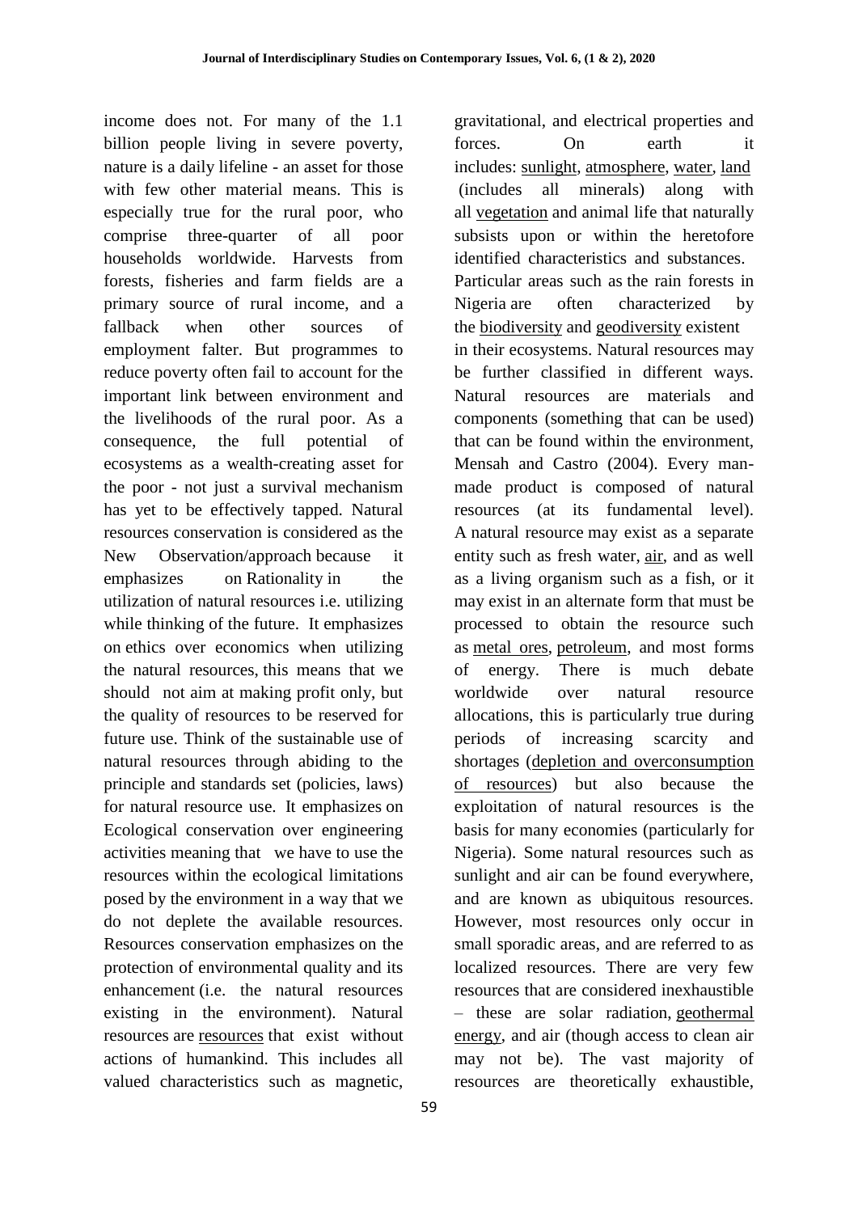income does not. For many of the 1.1 billion people living in severe poverty, nature is a daily lifeline - an asset for those with few other material means. This is especially true for the rural poor, who comprise three-quarter of all poor households worldwide. Harvests from forests, fisheries and farm fields are a primary source of rural income, and a fallback when other sources of employment falter. But programmes to reduce poverty often fail to account for the important link between environment and the livelihoods of the rural poor. As a consequence, the full potential of ecosystems as a wealth-creating asset for the poor - not just a survival mechanism has yet to be effectively tapped. Natural resources conservation is considered as the New Observation/approach because it emphasizes on Rationality in the utilization of natural resources i.e. utilizing while thinking of the future. It emphasizes on ethics over economics when utilizing the natural resources, this means that we should not aim at making profit only, but the quality of resources to be reserved for future use. Think of the sustainable use of natural resources through abiding to the principle and standards set (policies, laws) for natural resource use. It emphasizes on Ecological conservation over engineering activities meaning that we have to use the resources within the ecological limitations posed by the environment in a way that we do not deplete the available resources. Resources conservation emphasizes on the protection of environmental quality and its enhancement (i.e. the natural resources existing in the environment). Natural resources are resources that exist without actions of humankind. This includes all valued characteristics such as magnetic, gravitational, and electrical properties and forces. On earth it includes: sunlight, atmosphere, water, land (includes all minerals) along with all vegetation and animal life that naturally subsists upon or within the heretofore identified characteristics and substances. Particular areas such as the rain forests in Nigeria are often characterized by the biodiversity and geodiversity existent in their ecosystems. Natural resources may be further classified in different ways. Natural resources are materials and components (something that can be used) that can be found within the environment, Mensah and Castro (2004). Every man-made product is composed of natural resources (at its fundamental level). A natural resource may exist as a separate entity such as fresh water, air, and as well as a living organism such as a fish, or it may exist in an alternate form that must be processed to obtain the resource such as metal ores, petroleum, and most forms of energy. There is much debate worldwide over natural resource allocations, this is particularly true during periods of increasing scarcity and shortages (depletion and overconsumption of resources) but also because the exploitation of natural resources is the basis for many economies (particularly for Nigeria). Some natural resources such as sunlight and air can be found everywhere, and are known as ubiquitous resources. However, most resources only occur in small sporadic areas, and are referred to as localized resources. There are very few resources that are considered inexhaustible – these are solar radiation, geothermal energy, and air (though access to clean air may not be). The vast majority of resources are theoretically exhaustible,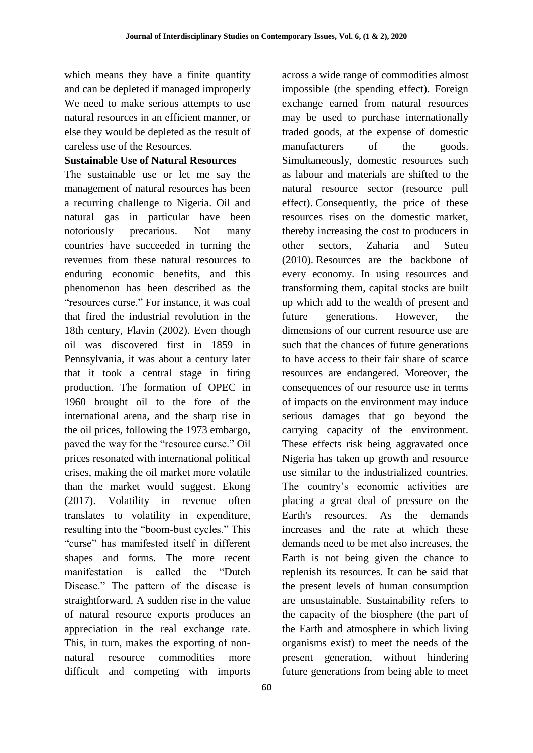which means they have a finite quantity and can be depleted if managed improperly We need to make serious attempts to use natural resources in an efficient manner, or else they would be depleted as the result of careless use of the Resources.

**Sustainable Use of Natural Resources**

The sustainable use or let me say the management of natural resources has been a recurring challenge to Nigeria. Oil and natural gas in particular have been notoriously precarious. Not many countries have succeeded in turning the revenues from these natural resources to enduring economic benefits, and this phenomenon has been described as the "resources curse." For instance, it was coal that fired the industrial revolution in the 18th century, Flavin (2002). Even though oil was discovered first in 1859 in Pennsylvania, it was about a century later that it took a central stage in firing production. The formation of OPEC in 1960 brought oil to the fore of the international arena, and the sharp rise in the oil prices, following the 1973 embargo, paved the way for the "resource curse." Oil prices resonated with international political crises, making the oil market more volatile than the market would suggest. Ekong (2017). Volatility in revenue often translates to volatility in expenditure, resulting into the "boom-bust cycles." This "curse" has manifested itself in different shapes and forms. The more recent manifestation is called the "Dutch Disease." The pattern of the disease is straightforward. A sudden rise in the value of natural resource exports produces an appreciation in the real exchange rate. This, in turn, makes the exporting of non-natural resource commodities more difficult and competing with imports across a wide range of commodities almost impossible (the spending effect). Foreign exchange earned from natural resources may be used to purchase internationally traded goods, at the expense of domestic manufacturers of the goods. Simultaneously, domestic resources such as labour and materials are shifted to the natural resource sector (resource pull effect). Consequently, the price of these resources rises on the domestic market, thereby increasing the cost to producers in other sectors, Zaharia and Suteu (2010). Resources are the backbone of every economy. In using resources and transforming them, capital stocks are built up which add to the wealth of present and future generations. However, the dimensions of our current resource use are such that the chances of future generations to have access to their fair share of scarce resources are endangered. Moreover, the consequences of our resource use in terms of impacts on the environment may induce serious damages that go beyond the carrying capacity of the environment. These effects risk being aggravated once Nigeria has taken up growth and resource use similar to the industrialized countries. The country's economic activities are placing a great deal of pressure on the Earth's resources. As the demands increases and the rate at which these demands need to be met also increases, the Earth is not being given the chance to replenish its resources. It can be said that the present levels of human consumption are unsustainable. Sustainability refers to the capacity of the biosphere (the part of the Earth and atmosphere in which living organisms exist) to meet the needs of the present generation, without hindering future generations from being able to meet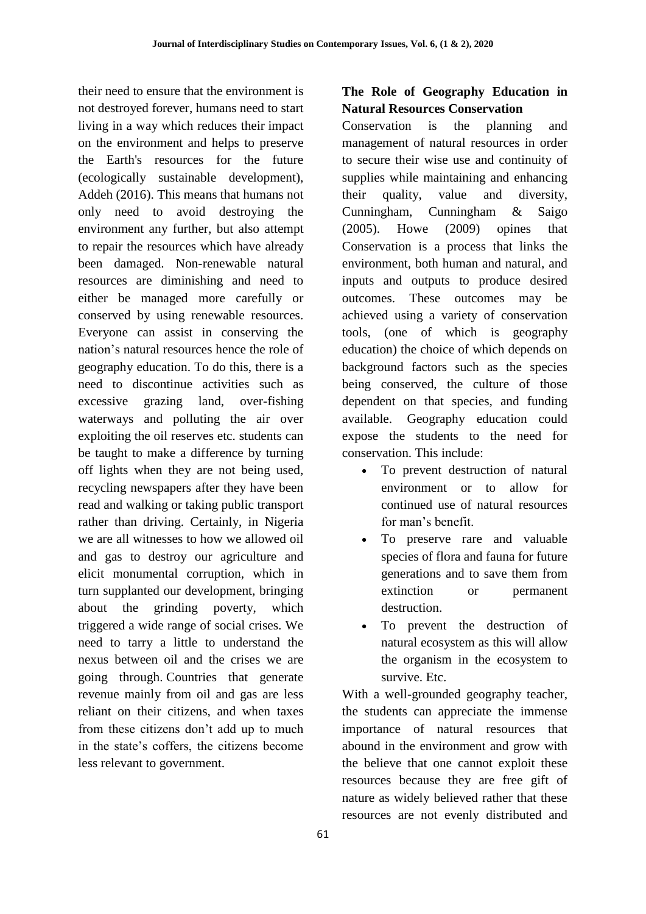their need to ensure that the environment is not destroyed forever, humans need to start living in a way which reduces their impact on the environment and helps to preserve the Earth's resources for the future (ecologically sustainable development), Addeh (2016). This means that humans not only need to avoid destroying the environment any further, but also attempt to repair the resources which have already been damaged. Non-renewable natural resources are diminishing and need to either be managed more carefully or conserved by using renewable resources. Everyone can assist in conserving the nation's natural resources hence the role of geography education. To do this, there is a need to discontinue activities such as excessive grazing land, over-fishing waterways and polluting the air over exploiting the oil reserves etc. students can be taught to make a difference by turning off lights when they are not being used, recycling newspapers after they have been read and walking or taking public transport rather than driving. Certainly, in Nigeria we are all witnesses to how we allowed oil and gas to destroy our agriculture and elicit monumental corruption, which in turn supplanted our development, bringing about the grinding poverty, which triggered a wide range of social crises. We need to tarry a little to understand the nexus between oil and the crises we are going through. Countries that generate revenue mainly from oil and gas are less reliant on their citizens, and when taxes from these citizens don't add up to much in the state's coffers, the citizens become less relevant to government.

**The Role of Geography Education in Natural Resources Conservation**

Conservation is the planning and management of natural resources in order to secure their wise use and continuity of supplies while maintaining and enhancing their quality, value and diversity, Cunningham, Cunningham & Saigo (2005). Howe (2009) opines that Conservation is a process that links the environment, both human and natural, and inputs and outputs to produce desired outcomes. These outcomes may be achieved using a variety of conservation tools, (one of which is geography education) the choice of which depends on background factors such as the species being conserved, the culture of those dependent on that species, and funding available. Geography education could expose the students to the need for conservation. This include:

- To prevent destruction of natural environment or to allow for continued use of natural resources for man's benefit.
- To preserve rare and valuable species of flora and fauna for future generations and to save them from extinction or permanent destruction.
- To prevent the destruction of natural ecosystem as this will allow the organism in the ecosystem to survive. Etc.

With a well-grounded geography teacher, the students can appreciate the immense importance of natural resources that abound in the environment and grow with the believe that one cannot exploit these resources because they are free gift of nature as widely believed rather that these resources are not evenly distributed and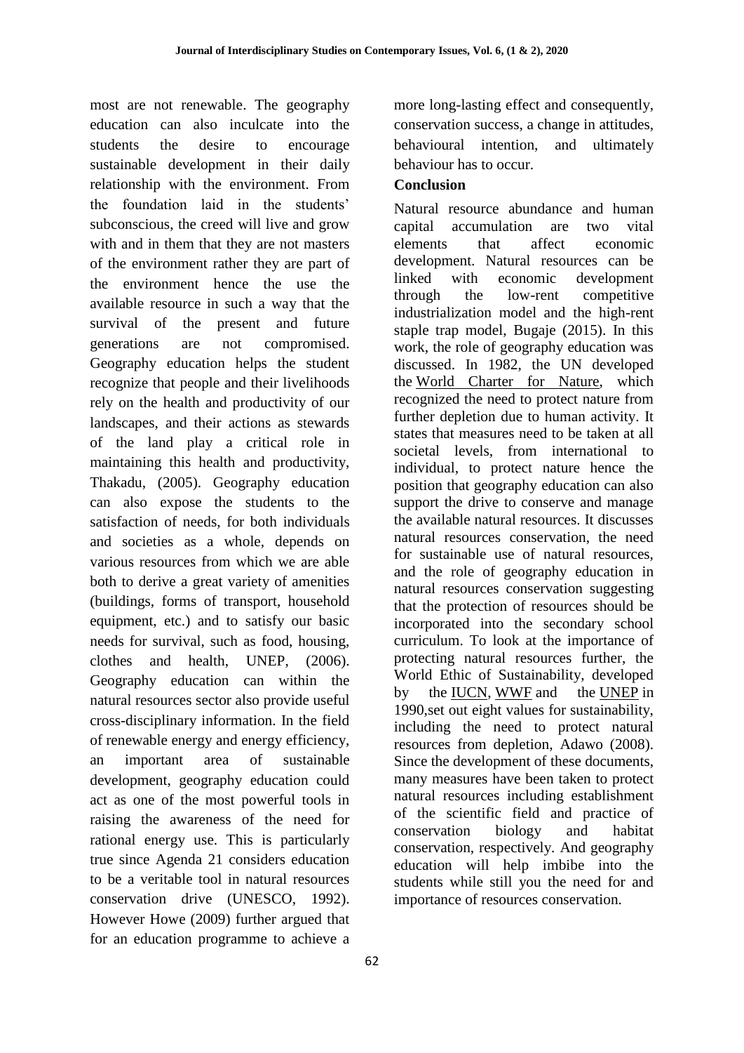most are not renewable. The geography education can also inculcate into the students the desire to encourage sustainable development in their daily relationship with the environment. From the foundation laid in the students' subconscious, the creed will live and grow with and in them that they are not masters of the environment rather they are part of the environment hence the use the available resource in such a way that the survival of the present and future generations are not compromised. Geography education helps the student recognize that people and their livelihoods rely on the health and productivity of our landscapes, and their actions as stewards of the land play a critical role in maintaining this health and productivity, Thakadu, (2005). Geography education can also expose the students to the satisfaction of needs, for both individuals and societies as a whole, depends on various resources from which we are able both to derive a great variety of amenities (buildings, forms of transport, household equipment, etc.) and to satisfy our basic needs for survival, such as food, housing, clothes and health, UNEP, (2006). Geography education can within the natural resources sector also provide useful cross-disciplinary information. In the field of renewable energy and energy efficiency, an important area of sustainable development, geography education could act as one of the most powerful tools in raising the awareness of the need for rational energy use. This is particularly true since Agenda 21 considers education to be a veritable tool in natural resources conservation drive (UNESCO, 1992). However Howe (2009) further argued that for an education programme to achieve a more long-lasting effect and consequently, conservation success, a change in attitudes, behavioural intention, and ultimately behaviour has to occur.

## Conclusion

Natural resource abundance and human capital accumulation are two vital elements that affect economic development. Natural resources can be linked with economic development through the low-rent competitive industrialization model and the high-rent staple trap model, Bugaje (2015). In this work, the role of geography education was discussed. In 1982, the UN developed the World Charter for Nature, which recognized the need to protect nature from further depletion due to human activity. It states that measures need to be taken at all societal levels, from international to individual, to protect nature hence the position that geography education can also support the drive to conserve and manage the available natural resources. It discusses natural resources conservation, the need for sustainable use of natural resources, and the role of geography education in natural resources conservation suggesting that the protection of resources should be incorporated into the secondary school curriculum. To look at the importance of protecting natural resources further, the World Ethic of Sustainability, developed by the IUCN, WWF and the UNEP in 1990,set out eight values for sustainability, including the need to protect natural resources from depletion, Adawo (2008). Since the development of these documents, many measures have been taken to protect natural resources including establishment of the scientific field and practice of conservation biology and habitat conservation, respectively. And geography education will help imbibe into the students while still you the need for and importance of resources conservation.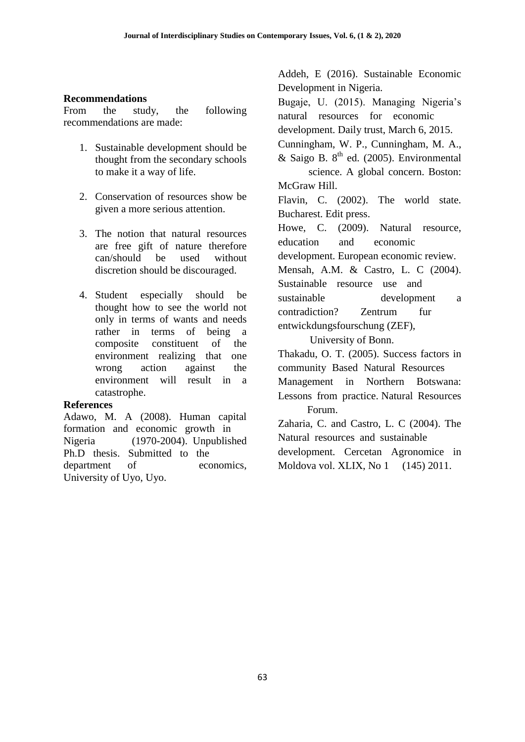## Recommendations

From the study, the following recommendations are made:

1. Sustainable development should be thought from the secondary schools to make it a way of life.
2. Conservation of resources show be given a more serious attention.
3. The notion that natural resources are free gift of nature therefore can/should be used without discretion should be discouraged.
4. Student especially should be thought how to see the world not only in terms of wants and needs rather in terms of being a composite constituent of the environment realizing that one wrong action against the environment will result in a catastrophe.

## References

Adawo, M. A (2008). Human capital formation and economic growth in Nigeria (1970-2004). Unpublished Ph.D thesis. Submitted to the department of economics, University of Uyo, Uyo.

Addeh, E (2016). Sustainable Economic Development in Nigeria.

Bugaje, U. (2015). Managing Nigeria's natural resources for economic development. Daily trust, March 6, 2015.

Cunningham, W. P., Cunningham, M. A., & Saigo B. 8th ed. (2005). Environmental science. A global concern. Boston: McGraw Hill.

Flavin, C. (2002). The world state. Bucharest. Edit press.

Howe, C. (2009). Natural resource, education and economic development. European economic review.

Mensah, A.M. & Castro, L. C (2004). Sustainable resource use and sustainable development a contradiction? Zentrum fur entwickdungsfourschung (ZEF), University of Bonn.

Thakadu, O. T. (2005). Success factors in community Based Natural Resources Management in Northern Botswana: Lessons from practice. Natural Resources Forum.

Zaharia, C. and Castro, L. C (2004). The Natural resources and sustainable development. Cercetan Agronomice in Moldova vol. XLIX, No 1 (145) 2011.